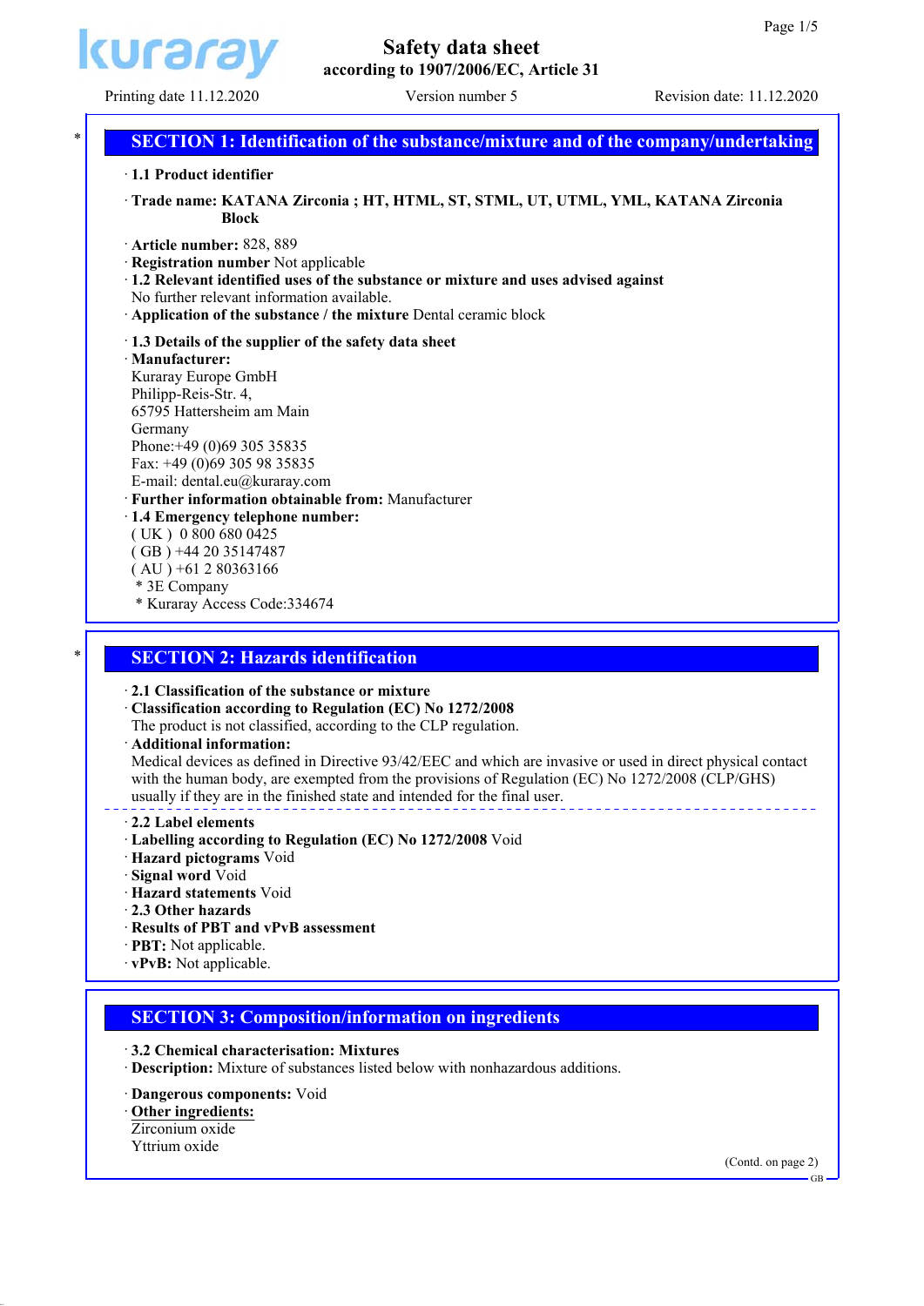# Safety data sheet

according to 1907/2006/EC, Article 31

Printing date 11.12.2020 | Version number 5 | Revision date: 11.12.2020

## SECTION 1: Identification of the substance/mixture and of the company/undertaking

· **1.1 Product identifier**

· **Trade name: KATANA Zirconia ; HT, HTML, ST, STML, UT, UTML, YML, KATANA Zirconia Block**

· **Article number:** 828, 889
· **Registration number** Not applicable
· **1.2 Relevant identified uses of the substance or mixture and uses advised against**
No further relevant information available.
· **Application of the substance / the mixture** Dental ceramic block

· **1.3 Details of the supplier of the safety data sheet**
· **Manufacturer:**
Kuraray Europe GmbH
Philipp-Reis-Str. 4,
65795 Hattersheim am Main
Germany
Phone:+49 (0)69 305 35835
Fax: +49 (0)69 305 98 35835
E-mail: dental.eu@kuraray.com
· **Further information obtainable from:** Manufacturer
· **1.4 Emergency telephone number:**
( UK ) 0 800 680 0425
( GB ) +44 20 35147487
( AU ) +61 2 80363166
* 3E Company
* Kuraray Access Code:334674

## SECTION 2: Hazards identification

· **2.1 Classification of the substance or mixture**
· **Classification according to Regulation (EC) No 1272/2008**
The product is not classified, according to the CLP regulation.
· **Additional information:**
Medical devices as defined in Directive 93/42/EEC and which are invasive or used in direct physical contact with the human body, are exempted from the provisions of Regulation (EC) No 1272/2008 (CLP/GHS) usually if they are in the finished state and intended for the final user.

· **2.2 Label elements**
· **Labelling according to Regulation (EC) No 1272/2008** Void
· **Hazard pictograms** Void
· **Signal word** Void
· **Hazard statements** Void
· **2.3 Other hazards**
· **Results of PBT and vPvB assessment**
· **PBT:** Not applicable.
· **vPvB:** Not applicable.

## SECTION 3: Composition/information on ingredients

· **3.2 Chemical characterisation: Mixtures**
· **Description:** Mixture of substances listed below with nonhazardous additions.

· **Dangerous components:** Void
· **Other ingredients:**
Zirconium oxide
Yttrium oxide

(Contd. on page 2)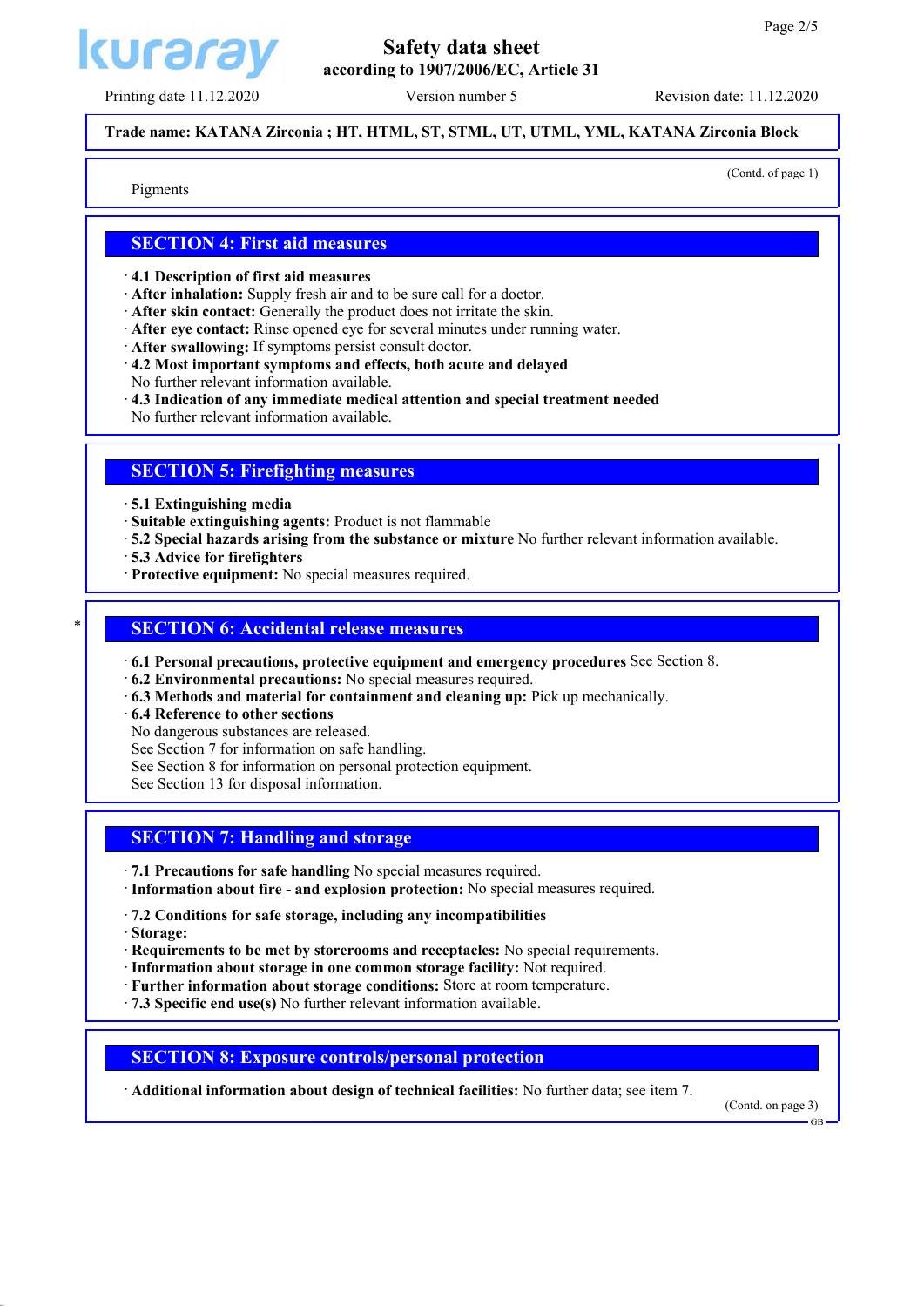Trade name: **KATANA Zirconia ; HT, HTML, ST, STML, UT, UTML, YML, KATANA Zirconia Block**

(Contd. of page 1)

Pigments

## SECTION 4: First aid measures

· **4.1 Description of first aid measures**
· **After inhalation:** Supply fresh air and to be sure call for a doctor.
· **After skin contact:** Generally the product does not irritate the skin.
· **After eye contact:** Rinse opened eye for several minutes under running water.
· **After swallowing:** If symptoms persist consult doctor.
· **4.2 Most important symptoms and effects, both acute and delayed**
No further relevant information available.
· **4.3 Indication of any immediate medical attention and special treatment needed**
No further relevant information available.

## SECTION 5: Firefighting measures

· **5.1 Extinguishing media**
· **Suitable extinguishing agents:** Product is not flammable
· **5.2 Special hazards arising from the substance or mixture** No further relevant information available.
· **5.3 Advice for firefighters**
· **Protective equipment:** No special measures required.

## * SECTION 6: Accidental release measures

· **6.1 Personal precautions, protective equipment and emergency procedures** See Section 8.
· **6.2 Environmental precautions:** No special measures required.
· **6.3 Methods and material for containment and cleaning up:** Pick up mechanically.
· **6.4 Reference to other sections**
No dangerous substances are released.
See Section 7 for information on safe handling.
See Section 8 for information on personal protection equipment.
See Section 13 for disposal information.

## SECTION 7: Handling and storage

· **7.1 Precautions for safe handling** No special measures required.
· **Information about fire - and explosion protection:** No special measures required.

· **7.2 Conditions for safe storage, including any incompatibilities**
· **Storage:**
· **Requirements to be met by storerooms and receptacles:** No special requirements.
· **Information about storage in one common storage facility:** Not required.
· **Further information about storage conditions:** Store at room temperature.
· **7.3 Specific end use(s)** No further relevant information available.

## SECTION 8: Exposure controls/personal protection

· **Additional information about design of technical facilities:** No further data; see item 7.

(Contd. on page 3)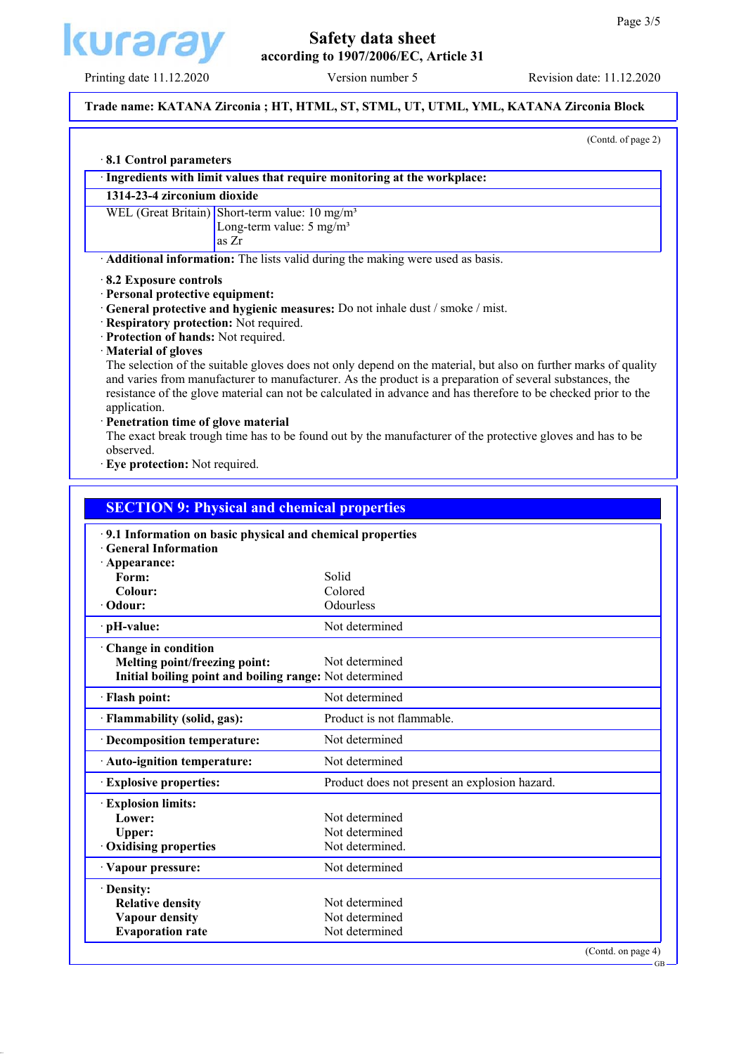Trade name: **KATANA Zirconia ; HT, HTML, ST, STML, UT, UTML, YML, KATANA Zirconia Block**

(Contd. of page 2)

· **8.1 Control parameters**

| · Ingredients with limit values that require monitoring at the workplace: | |
|---|---|
| **1314-23-4 zirconium dioxide** | |
| WEL (Great Britain) | Short-term value: 10 mg/m³<br>Long-term value: 5 mg/m³<br>as Zr |

· **Additional information:** The lists valid during the making were used as basis.

· **8.2 Exposure controls**
· **Personal protective equipment:**
· **General protective and hygienic measures:** Do not inhale dust / smoke / mist.
· **Respiratory protection:** Not required.
· **Protection of hands:** Not required.
· **Material of gloves**
The selection of the suitable gloves does not only depend on the material, but also on further marks of quality and varies from manufacturer to manufacturer. As the product is a preparation of several substances, the resistance of the glove material can not be calculated in advance and has therefore to be checked prior to the application.
· **Penetration time of glove material**
The exact break trough time has to be found out by the manufacturer of the protective gloves and has to be observed.
· **Eye protection:** Not required.

## SECTION 9: Physical and chemical properties

· **9.1 Information on basic physical and chemical properties**
· **General Information**

| | |
|---|---|
| · **Appearance:** | |
| **Form:** | Solid |
| **Colour:** | Colored |
| · **Odour:** | Odourless |
| · **pH-value:** | Not determined |
| · **Change in condition** | |
| **Melting point/freezing point:** | Not determined |
| **Initial boiling point and boiling range:** | Not determined |
| · **Flash point:** | Not determined |
| · **Flammability (solid, gas):** | Product is not flammable. |
| · **Decomposition temperature:** | Not determined |
| · **Auto-ignition temperature:** | Not determined |
| · **Explosive properties:** | Product does not present an explosion hazard. |
| · **Explosion limits:** | |
| **Lower:** | Not determined |
| **Upper:** | Not determined |
| · **Oxidising properties** | Not determined. |
| · **Vapour pressure:** | Not determined |
| · **Density:** | |
| **Relative density** | Not determined |
| **Vapour density** | Not determined |
| **Evaporation rate** | Not determined |

(Contd. on page 4)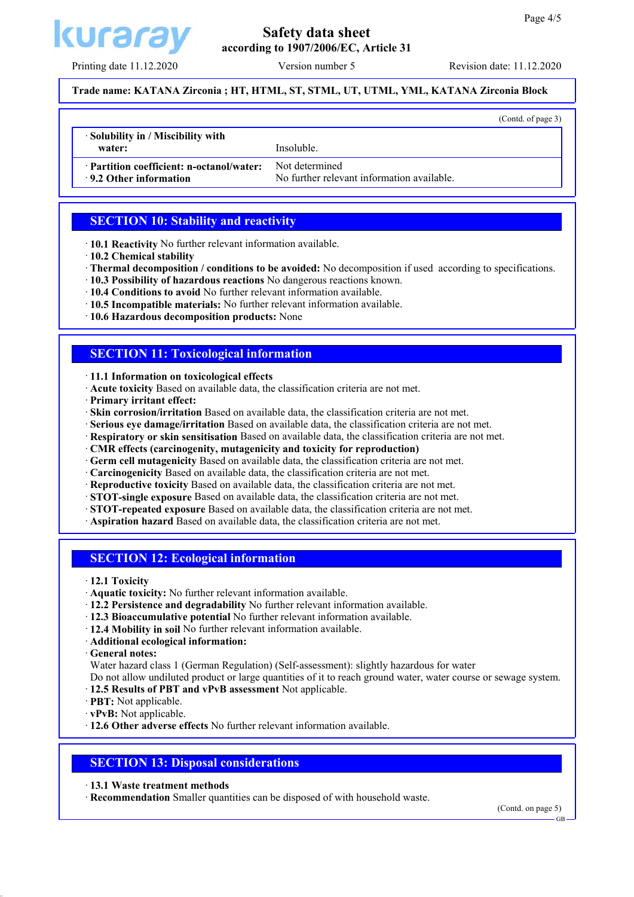**Trade name: KATANA Zirconia ; HT, HTML, ST, STML, UT, UTML, YML, KATANA Zirconia Block**

(Contd. of page 3)

| | |
|---|---|
| · **Solubility in / Miscibility with water:** | Insoluble. |
| · **Partition coefficient: n-octanol/water:** | Not determined |
| · **9.2 Other information** | No further relevant information available. |

## SECTION 10: Stability and reactivity

· **10.1 Reactivity** No further relevant information available.
· **10.2 Chemical stability**
· **Thermal decomposition / conditions to be avoided:** No decomposition if used according to specifications.
· **10.3 Possibility of hazardous reactions** No dangerous reactions known.
· **10.4 Conditions to avoid** No further relevant information available.
· **10.5 Incompatible materials:** No further relevant information available.
· **10.6 Hazardous decomposition products:** None

## SECTION 11: Toxicological information

· **11.1 Information on toxicological effects**
· **Acute toxicity** Based on available data, the classification criteria are not met.
· **Primary irritant effect:**
· **Skin corrosion/irritation** Based on available data, the classification criteria are not met.
· **Serious eye damage/irritation** Based on available data, the classification criteria are not met.
· **Respiratory or skin sensitisation** Based on available data, the classification criteria are not met.
· **CMR effects (carcinogenity, mutagenicity and toxicity for reproduction)**
· **Germ cell mutagenicity** Based on available data, the classification criteria are not met.
· **Carcinogenicity** Based on available data, the classification criteria are not met.
· **Reproductive toxicity** Based on available data, the classification criteria are not met.
· **STOT-single exposure** Based on available data, the classification criteria are not met.
· **STOT-repeated exposure** Based on available data, the classification criteria are not met.
· **Aspiration hazard** Based on available data, the classification criteria are not met.

## SECTION 12: Ecological information

· **12.1 Toxicity**
· **Aquatic toxicity:** No further relevant information available.
· **12.2 Persistence and degradability** No further relevant information available.
· **12.3 Bioaccumulative potential** No further relevant information available.
· **12.4 Mobility in soil** No further relevant information available.
· **Additional ecological information:**
· **General notes:**
Water hazard class 1 (German Regulation) (Self-assessment): slightly hazardous for water
Do not allow undiluted product or large quantities of it to reach ground water, water course or sewage system.
· **12.5 Results of PBT and vPvB assessment** Not applicable.
· **PBT:** Not applicable.
· **vPvB:** Not applicable.
· **12.6 Other adverse effects** No further relevant information available.

## SECTION 13: Disposal considerations

· **13.1 Waste treatment methods**
· **Recommendation** Smaller quantities can be disposed of with household waste.

(Contd. on page 5)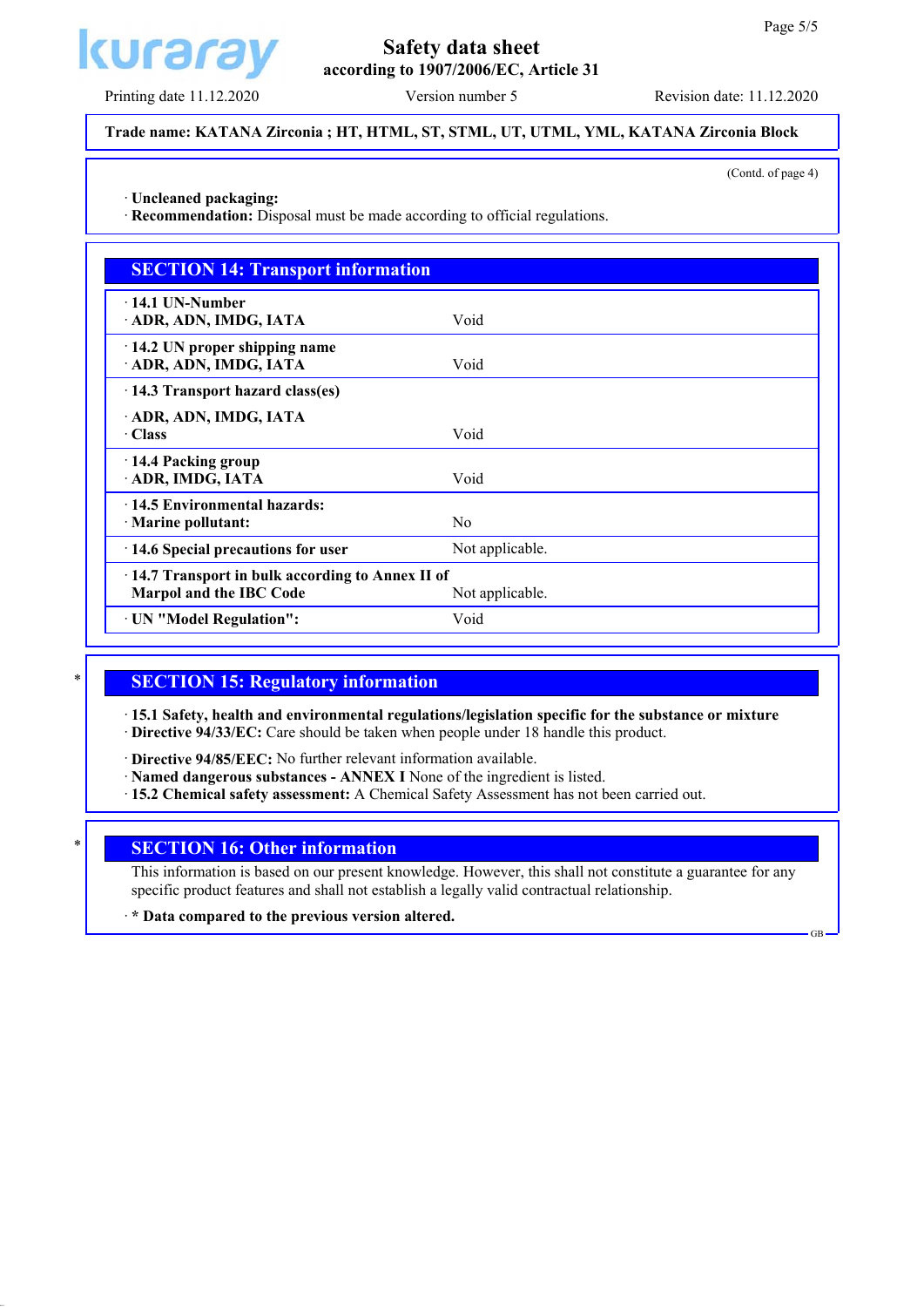(Contd. of page 4)

· **Uncleaned packaging:**
· **Recommendation:** Disposal must be made according to official regulations.

## SECTION 14: Transport information

| | |
|---|---|
| · **14.1 UN-Number** | |
| · **ADR, ADN, IMDG, IATA** | Void |
| · **14.2 UN proper shipping name** | |
| · **ADR, ADN, IMDG, IATA** | Void |
| · **14.3 Transport hazard class(es)** | |
| · **ADR, ADN, IMDG, IATA** | |
| · **Class** | Void |
| · **14.4 Packing group** | |
| · **ADR, IMDG, IATA** | Void |
| · **14.5 Environmental hazards:** | |
| · **Marine pollutant:** | No |
| · **14.6 Special precautions for user** | Not applicable. |
| · **14.7 Transport in bulk according to Annex II of Marpol and the IBC Code** | Not applicable. |
| · **UN "Model Regulation":** | Void |

## * SECTION 15: Regulatory information

· **15.1 Safety, health and environmental regulations/legislation specific for the substance or mixture**
· **Directive 94/33/EC:** Care should be taken when people under 18 handle this product.

· **Directive 94/85/EEC:** No further relevant information available.
· **Named dangerous substances - ANNEX I** None of the ingredient is listed.
· **15.2 Chemical safety assessment:** A Chemical Safety Assessment has not been carried out.

## * SECTION 16: Other information

This information is based on our present knowledge. However, this shall not constitute a guarantee for any specific product features and shall not establish a legally valid contractual relationship.

· **\* Data compared to the previous version altered.**

GB